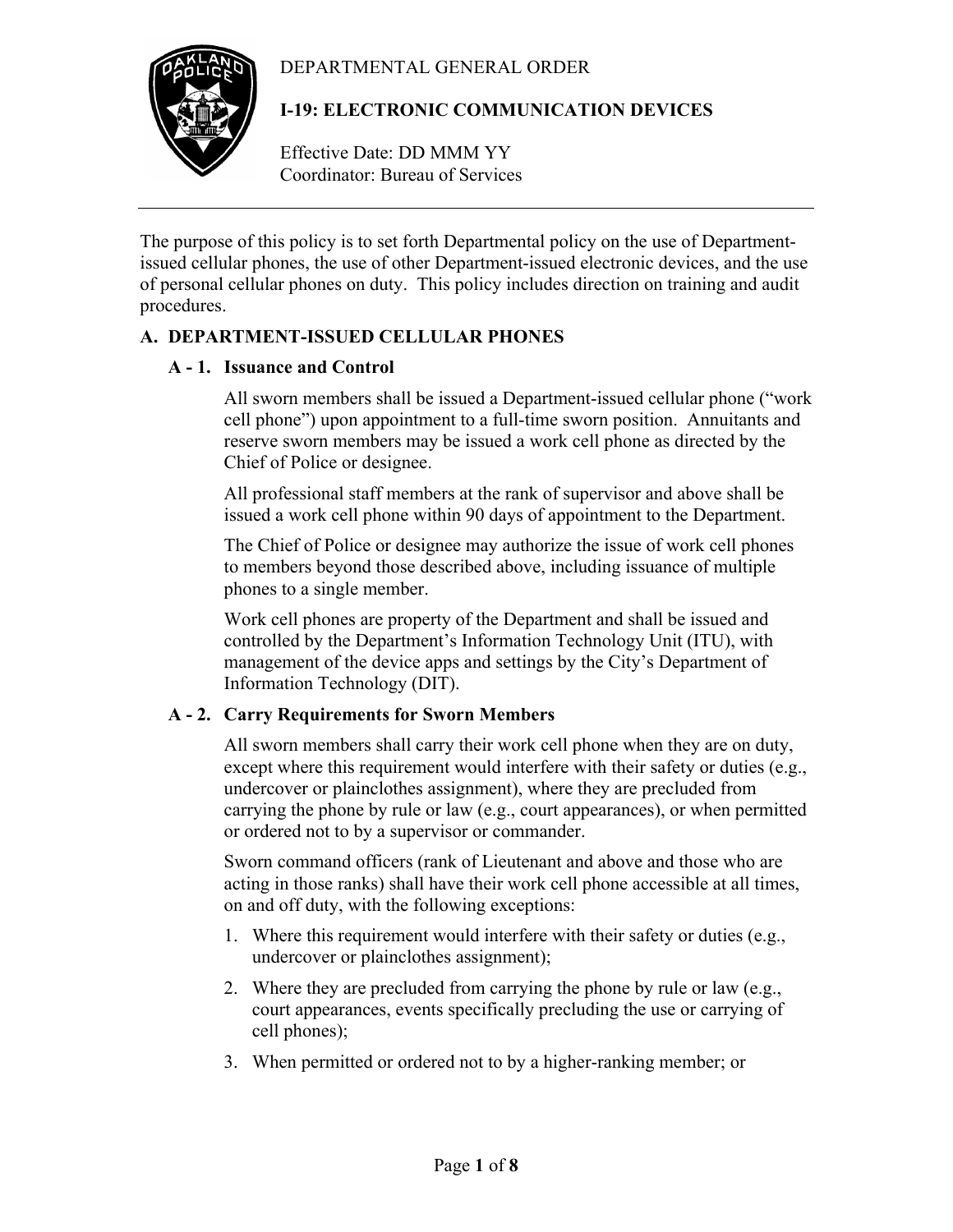DEPARTMENTAL GENERAL ORDER

# I-19: ELECTRONIC COMMUNICATION DEVICES

Effective Date: DD MMM YY
Coordinator: Bureau of Services

---

The purpose of this policy is to set forth Departmental policy on the use of Department-issued cellular phones, the use of other Department-issued electronic devices, and the use of personal cellular phones on duty. This policy includes direction on training and audit procedures.

## A. DEPARTMENT-ISSUED CELLULAR PHONES

### A - 1. Issuance and Control

All sworn members shall be issued a Department-issued cellular phone ("work cell phone") upon appointment to a full-time sworn position. Annuitants and reserve sworn members may be issued a work cell phone as directed by the Chief of Police or designee.

All professional staff members at the rank of supervisor and above shall be issued a work cell phone within 90 days of appointment to the Department.

The Chief of Police or designee may authorize the issue of work cell phones to members beyond those described above, including issuance of multiple phones to a single member.

Work cell phones are property of the Department and shall be issued and controlled by the Department's Information Technology Unit (ITU), with management of the device apps and settings by the City's Department of Information Technology (DIT).

### A - 2. Carry Requirements for Sworn Members

All sworn members shall carry their work cell phone when they are on duty, except where this requirement would interfere with their safety or duties (e.g., undercover or plainclothes assignment), where they are precluded from carrying the phone by rule or law (e.g., court appearances), or when permitted or ordered not to by a supervisor or commander.

Sworn command officers (rank of Lieutenant and above and those who are acting in those ranks) shall have their work cell phone accessible at all times, on and off duty, with the following exceptions:

1. Where this requirement would interfere with their safety or duties (e.g., undercover or plainclothes assignment);
2. Where they are precluded from carrying the phone by rule or law (e.g., court appearances, events specifically precluding the use or carrying of cell phones);
3. When permitted or ordered not to by a higher-ranking member; or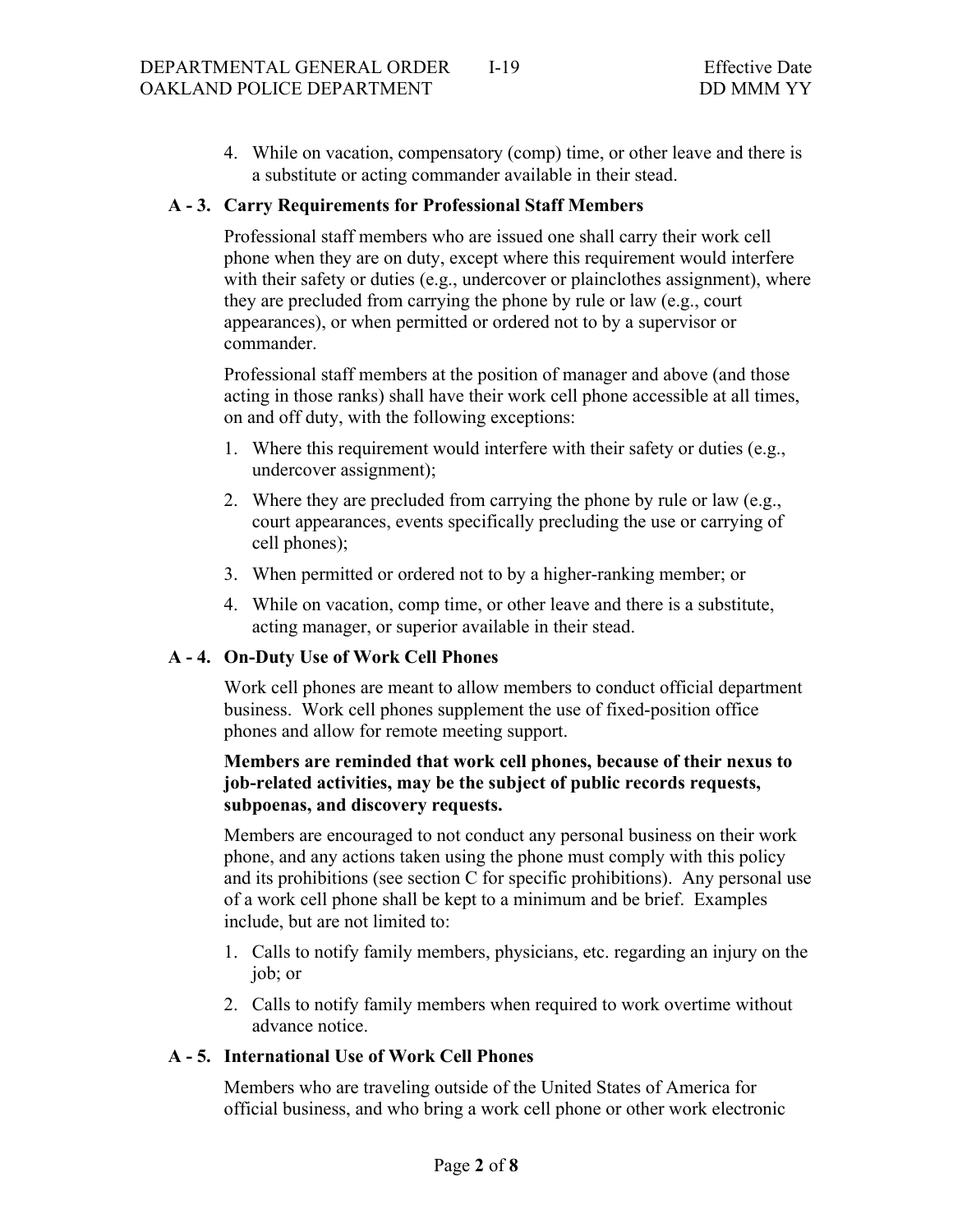4. While on vacation, compensatory (comp) time, or other leave and there is a substitute or acting commander available in their stead.

### A - 3. Carry Requirements for Professional Staff Members

Professional staff members who are issued one shall carry their work cell phone when they are on duty, except where this requirement would interfere with their safety or duties (e.g., undercover or plainclothes assignment), where they are precluded from carrying the phone by rule or law (e.g., court appearances), or when permitted or ordered not to by a supervisor or commander.

Professional staff members at the position of manager and above (and those acting in those ranks) shall have their work cell phone accessible at all times, on and off duty, with the following exceptions:

1. Where this requirement would interfere with their safety or duties (e.g., undercover assignment);
2. Where they are precluded from carrying the phone by rule or law (e.g., court appearances, events specifically precluding the use or carrying of cell phones);
3. When permitted or ordered not to by a higher-ranking member; or
4. While on vacation, comp time, or other leave and there is a substitute, acting manager, or superior available in their stead.

### A - 4. On-Duty Use of Work Cell Phones

Work cell phones are meant to allow members to conduct official department business. Work cell phones supplement the use of fixed-position office phones and allow for remote meeting support.

**Members are reminded that work cell phones, because of their nexus to job-related activities, may be the subject of public records requests, subpoenas, and discovery requests.**

Members are encouraged to not conduct any personal business on their work phone, and any actions taken using the phone must comply with this policy and its prohibitions (see section C for specific prohibitions). Any personal use of a work cell phone shall be kept to a minimum and be brief. Examples include, but are not limited to:

1. Calls to notify family members, physicians, etc. regarding an injury on the job; or
2. Calls to notify family members when required to work overtime without advance notice.

### A - 5. International Use of Work Cell Phones

Members who are traveling outside of the United States of America for official business, and who bring a work cell phone or other work electronic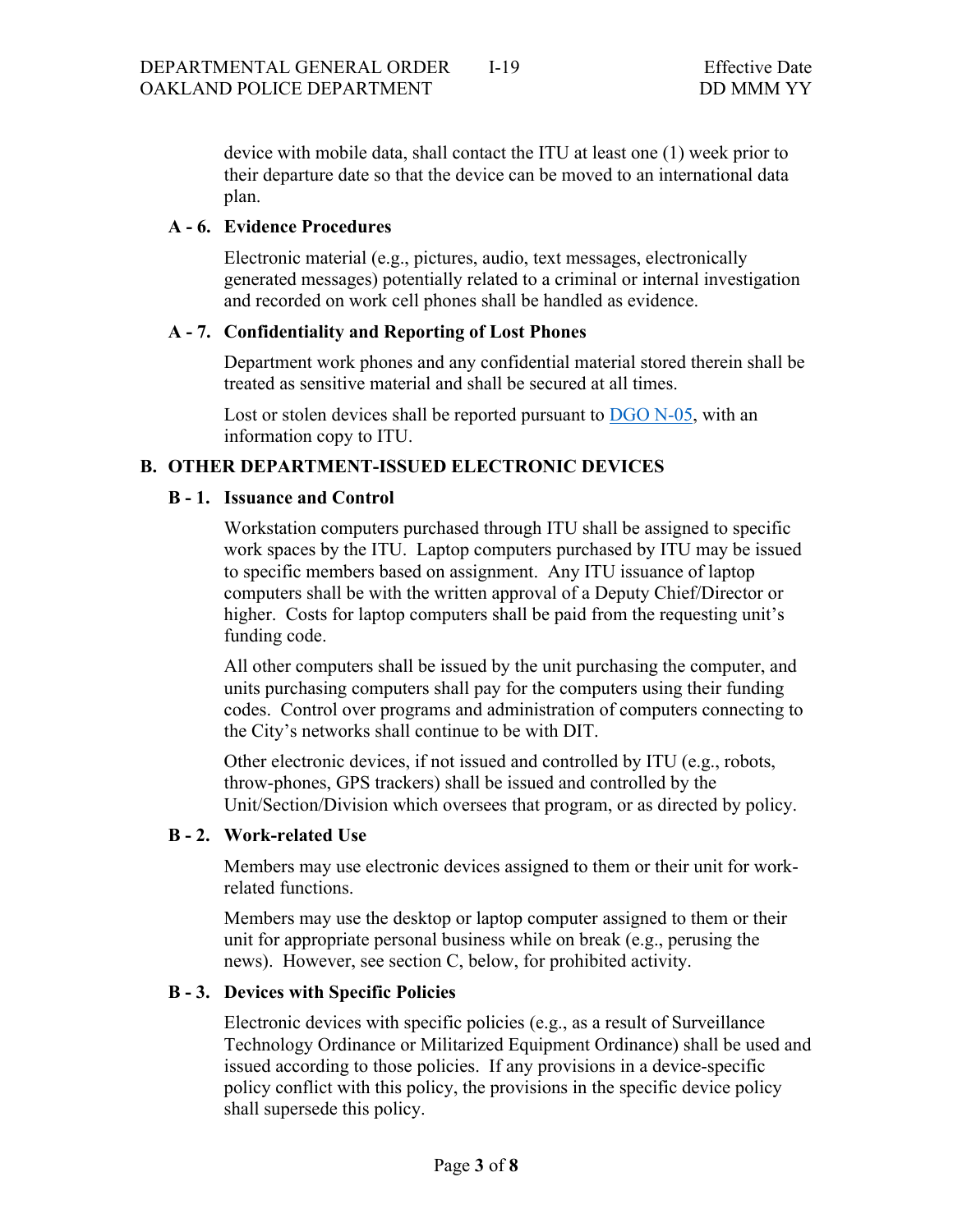device with mobile data, shall contact the ITU at least one (1) week prior to their departure date so that the device can be moved to an international data plan.

### A - 6. Evidence Procedures

Electronic material (e.g., pictures, audio, text messages, electronically generated messages) potentially related to a criminal or internal investigation and recorded on work cell phones shall be handled as evidence.

### A - 7. Confidentiality and Reporting of Lost Phones

Department work phones and any confidential material stored therein shall be treated as sensitive material and shall be secured at all times.

Lost or stolen devices shall be reported pursuant to DGO N-05, with an information copy to ITU.

## B. OTHER DEPARTMENT-ISSUED ELECTRONIC DEVICES

### B - 1. Issuance and Control

Workstation computers purchased through ITU shall be assigned to specific work spaces by the ITU. Laptop computers purchased by ITU may be issued to specific members based on assignment. Any ITU issuance of laptop computers shall be with the written approval of a Deputy Chief/Director or higher. Costs for laptop computers shall be paid from the requesting unit's funding code.

All other computers shall be issued by the unit purchasing the computer, and units purchasing computers shall pay for the computers using their funding codes. Control over programs and administration of computers connecting to the City's networks shall continue to be with DIT.

Other electronic devices, if not issued and controlled by ITU (e.g., robots, throw-phones, GPS trackers) shall be issued and controlled by the Unit/Section/Division which oversees that program, or as directed by policy.

### B - 2. Work-related Use

Members may use electronic devices assigned to them or their unit for work-related functions.

Members may use the desktop or laptop computer assigned to them or their unit for appropriate personal business while on break (e.g., perusing the news). However, see section C, below, for prohibited activity.

### B - 3. Devices with Specific Policies

Electronic devices with specific policies (e.g., as a result of Surveillance Technology Ordinance or Militarized Equipment Ordinance) shall be used and issued according to those policies. If any provisions in a device-specific policy conflict with this policy, the provisions in the specific device policy shall supersede this policy.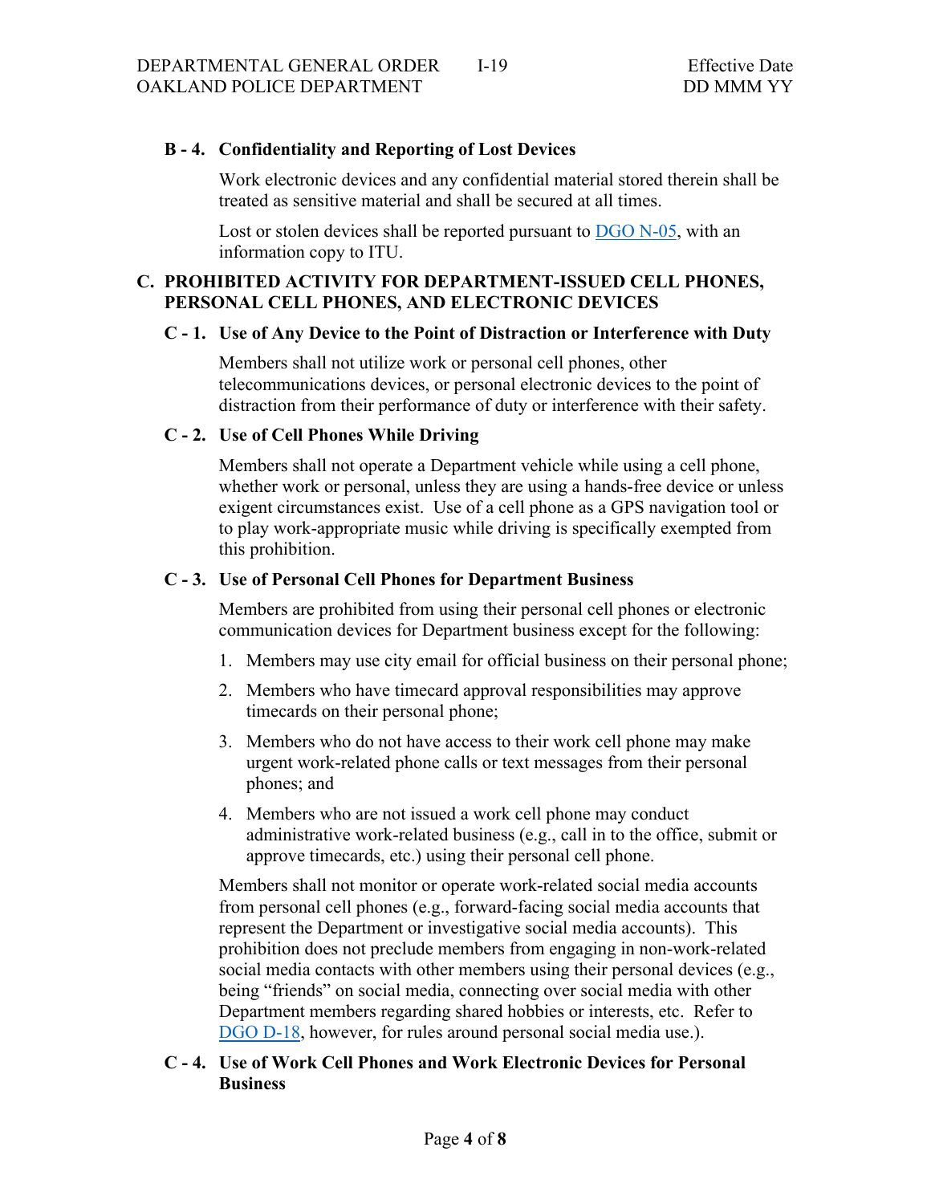### B - 4. Confidentiality and Reporting of Lost Devices

Work electronic devices and any confidential material stored therein shall be treated as sensitive material and shall be secured at all times.

Lost or stolen devices shall be reported pursuant to DGO N-05, with an information copy to ITU.

## C. PROHIBITED ACTIVITY FOR DEPARTMENT-ISSUED CELL PHONES, PERSONAL CELL PHONES, AND ELECTRONIC DEVICES

### C - 1. Use of Any Device to the Point of Distraction or Interference with Duty

Members shall not utilize work or personal cell phones, other telecommunications devices, or personal electronic devices to the point of distraction from their performance of duty or interference with their safety.

### C - 2. Use of Cell Phones While Driving

Members shall not operate a Department vehicle while using a cell phone, whether work or personal, unless they are using a hands-free device or unless exigent circumstances exist. Use of a cell phone as a GPS navigation tool or to play work-appropriate music while driving is specifically exempted from this prohibition.

### C - 3. Use of Personal Cell Phones for Department Business

Members are prohibited from using their personal cell phones or electronic communication devices for Department business except for the following:

1. Members may use city email for official business on their personal phone;
2. Members who have timecard approval responsibilities may approve timecards on their personal phone;
3. Members who do not have access to their work cell phone may make urgent work-related phone calls or text messages from their personal phones; and
4. Members who are not issued a work cell phone may conduct administrative work-related business (e.g., call in to the office, submit or approve timecards, etc.) using their personal cell phone.

Members shall not monitor or operate work-related social media accounts from personal cell phones (e.g., forward-facing social media accounts that represent the Department or investigative social media accounts). This prohibition does not preclude members from engaging in non-work-related social media contacts with other members using their personal devices (e.g., being "friends" on social media, connecting over social media with other Department members regarding shared hobbies or interests, etc. Refer to DGO D-18, however, for rules around personal social media use.).

### C - 4. Use of Work Cell Phones and Work Electronic Devices for Personal Business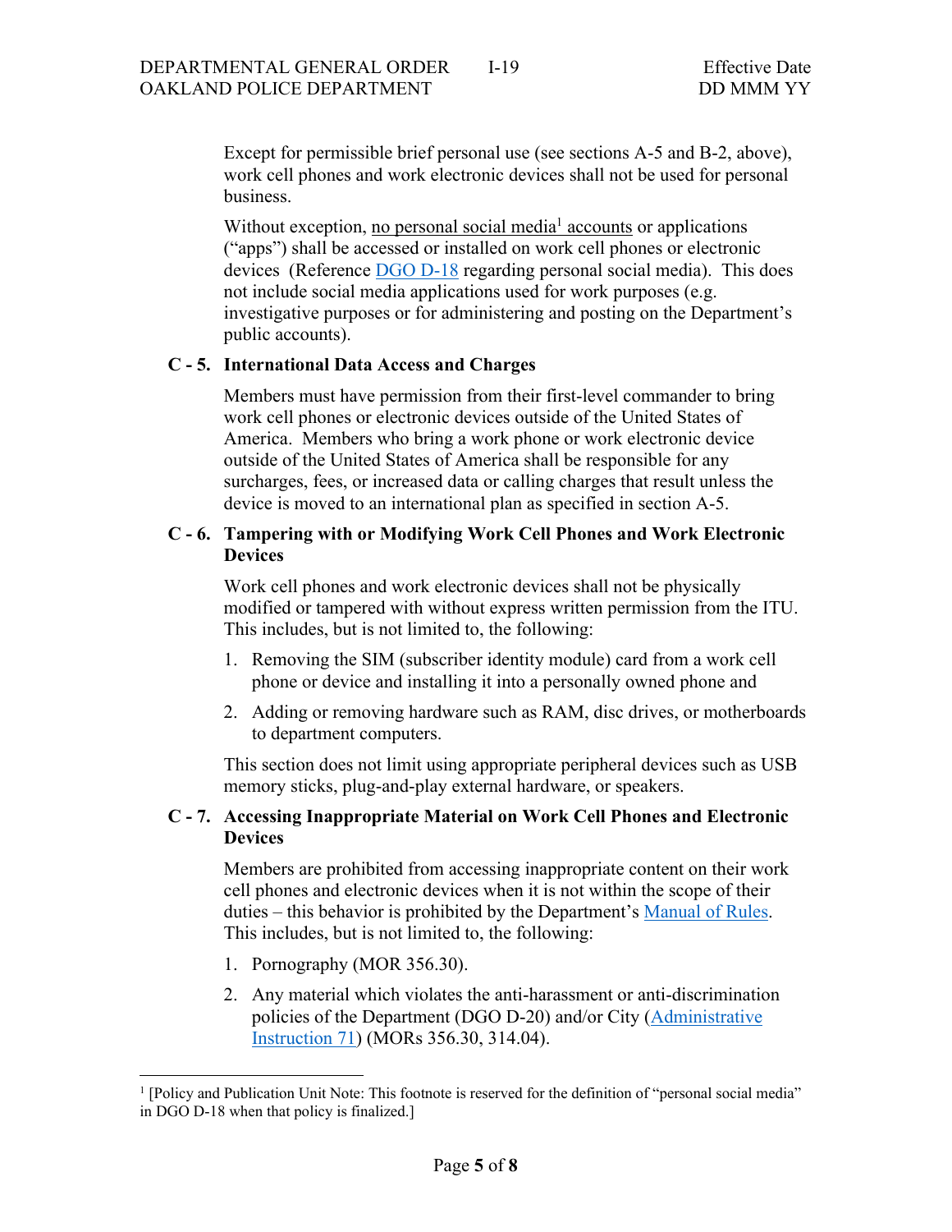Except for permissible brief personal use (see sections A-5 and B-2, above), work cell phones and work electronic devices shall not be used for personal business.

Without exception, no personal social media[1] accounts or applications ("apps") shall be accessed or installed on work cell phones or electronic devices (Reference DGO D-18 regarding personal social media). This does not include social media applications used for work purposes (e.g. investigative purposes or for administering and posting on the Department's public accounts).

### C - 5. International Data Access and Charges

Members must have permission from their first-level commander to bring work cell phones or electronic devices outside of the United States of America. Members who bring a work phone or work electronic device outside of the United States of America shall be responsible for any surcharges, fees, or increased data or calling charges that result unless the device is moved to an international plan as specified in section A-5.

### C - 6. Tampering with or Modifying Work Cell Phones and Work Electronic Devices

Work cell phones and work electronic devices shall not be physically modified or tampered with without express written permission from the ITU. This includes, but is not limited to, the following:

1. Removing the SIM (subscriber identity module) card from a work cell phone or device and installing it into a personally owned phone and
2. Adding or removing hardware such as RAM, disc drives, or motherboards to department computers.

This section does not limit using appropriate peripheral devices such as USB memory sticks, plug-and-play external hardware, or speakers.

### C - 7. Accessing Inappropriate Material on Work Cell Phones and Electronic Devices

Members are prohibited from accessing inappropriate content on their work cell phones and electronic devices when it is not within the scope of their duties – this behavior is prohibited by the Department's Manual of Rules. This includes, but is not limited to, the following:

1. Pornography (MOR 356.30).
2. Any material which violates the anti-harassment or anti-discrimination policies of the Department (DGO D-20) and/or City (Administrative Instruction 71) (MORs 356.30, 314.04).

---

[1] [Policy and Publication Unit Note: This footnote is reserved for the definition of "personal social media" in DGO D-18 when that policy is finalized.]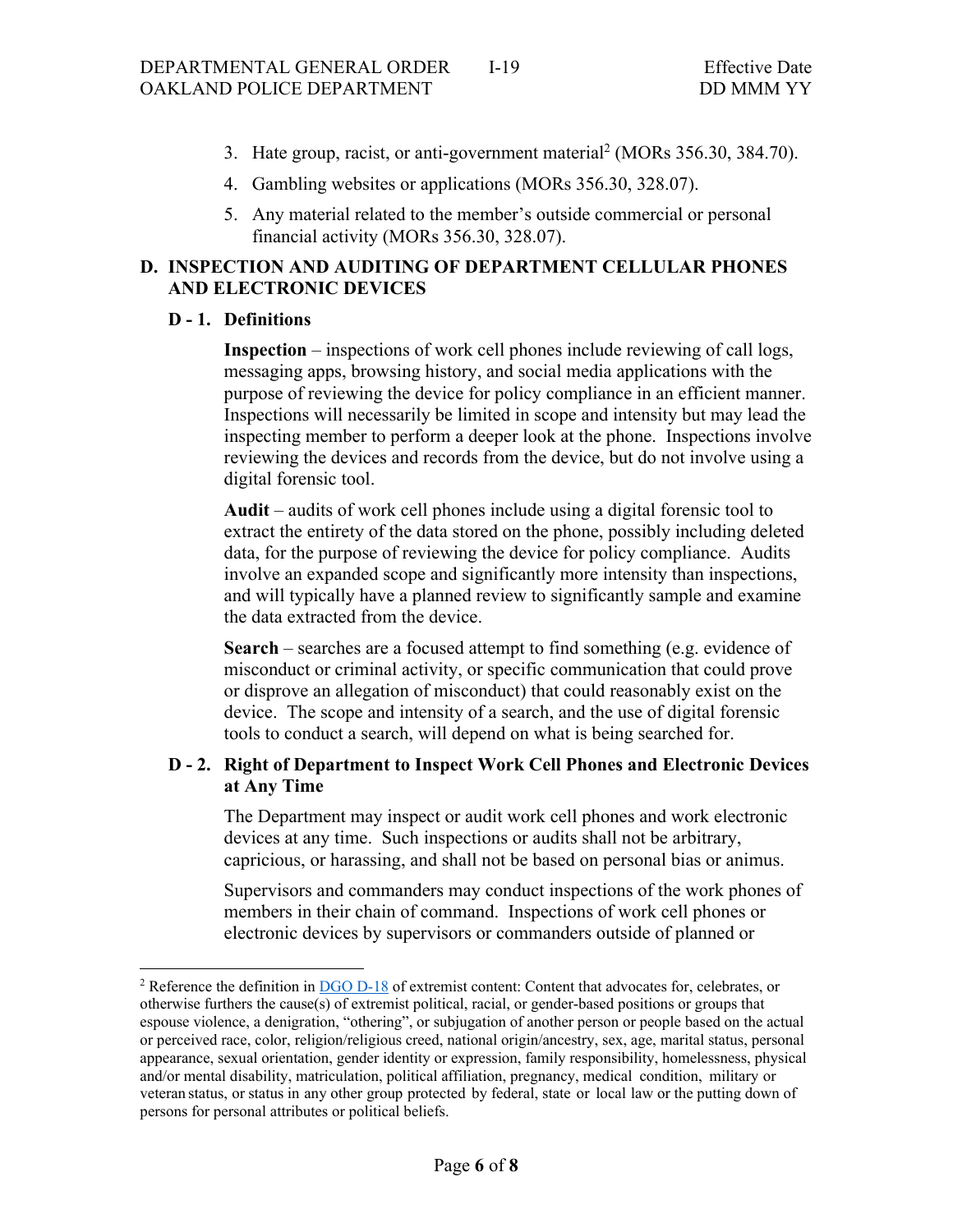3. Hate group, racist, or anti-government material[2] (MORs 356.30, 384.70).
4. Gambling websites or applications (MORs 356.30, 328.07).
5. Any material related to the member's outside commercial or personal financial activity (MORs 356.30, 328.07).

## D. INSPECTION AND AUDITING OF DEPARTMENT CELLULAR PHONES AND ELECTRONIC DEVICES

### D - 1. Definitions

**Inspection** – inspections of work cell phones include reviewing of call logs, messaging apps, browsing history, and social media applications with the purpose of reviewing the device for policy compliance in an efficient manner. Inspections will necessarily be limited in scope and intensity but may lead the inspecting member to perform a deeper look at the phone. Inspections involve reviewing the devices and records from the device, but do not involve using a digital forensic tool.

**Audit** – audits of work cell phones include using a digital forensic tool to extract the entirety of the data stored on the phone, possibly including deleted data, for the purpose of reviewing the device for policy compliance. Audits involve an expanded scope and significantly more intensity than inspections, and will typically have a planned review to significantly sample and examine the data extracted from the device.

**Search** – searches are a focused attempt to find something (e.g. evidence of misconduct or criminal activity, or specific communication that could prove or disprove an allegation of misconduct) that could reasonably exist on the device. The scope and intensity of a search, and the use of digital forensic tools to conduct a search, will depend on what is being searched for.

### D - 2. Right of Department to Inspect Work Cell Phones and Electronic Devices at Any Time

The Department may inspect or audit work cell phones and work electronic devices at any time. Such inspections or audits shall not be arbitrary, capricious, or harassing, and shall not be based on personal bias or animus.

Supervisors and commanders may conduct inspections of the work phones of members in their chain of command. Inspections of work cell phones or electronic devices by supervisors or commanders outside of planned or

---

[2] Reference the definition in DGO D-18 of extremist content: Content that advocates for, celebrates, or otherwise furthers the cause(s) of extremist political, racial, or gender-based positions or groups that espouse violence, a denigration, "othering", or subjugation of another person or people based on the actual or perceived race, color, religion/religious creed, national origin/ancestry, sex, age, marital status, personal appearance, sexual orientation, gender identity or expression, family responsibility, homelessness, physical and/or mental disability, matriculation, political affiliation, pregnancy, medical condition, military or veteran status, or status in any other group protected by federal, state or local law or the putting down of persons for personal attributes or political beliefs.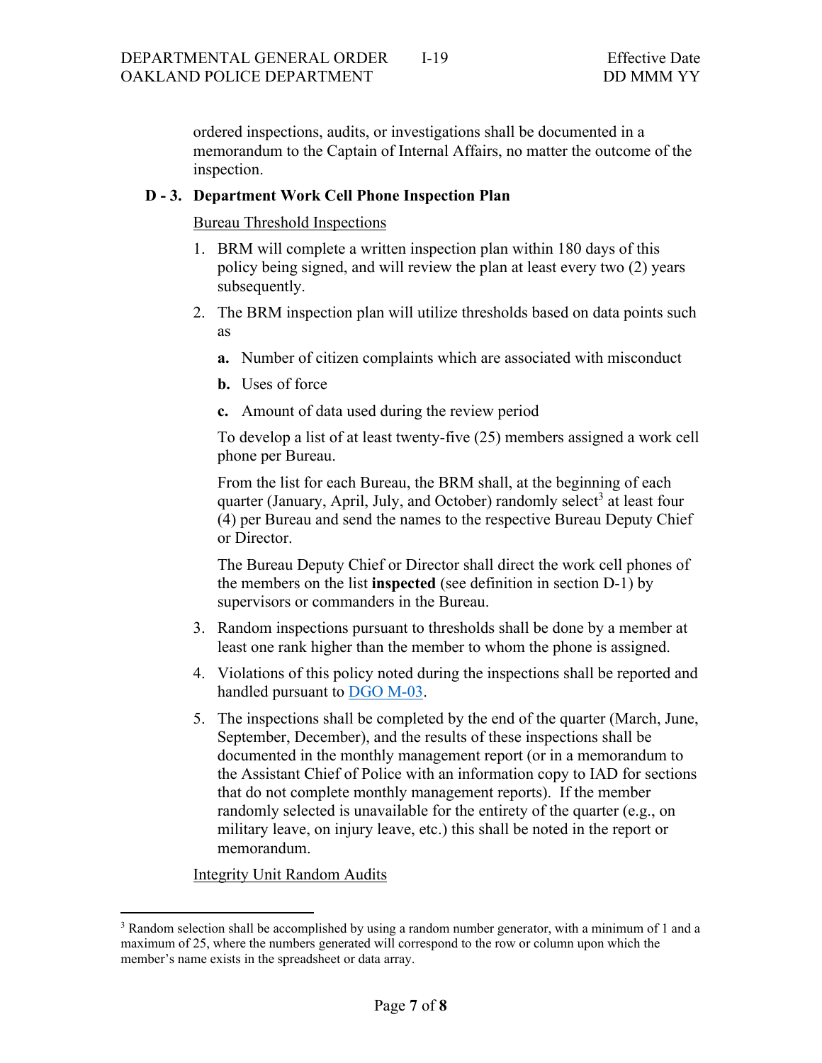ordered inspections, audits, or investigations shall be documented in a memorandum to the Captain of Internal Affairs, no matter the outcome of the inspection.

### D - 3. Department Work Cell Phone Inspection Plan

Bureau Threshold Inspections

1. BRM will complete a written inspection plan within 180 days of this policy being signed, and will review the plan at least every two (2) years subsequently.
2. The BRM inspection plan will utilize thresholds based on data points such as

   **a.** Number of citizen complaints which are associated with misconduct

   **b.** Uses of force

   **c.** Amount of data used during the review period

   To develop a list of at least twenty-five (25) members assigned a work cell phone per Bureau.

   From the list for each Bureau, the BRM shall, at the beginning of each quarter (January, April, July, and October) randomly select[3] at least four (4) per Bureau and send the names to the respective Bureau Deputy Chief or Director.

   The Bureau Deputy Chief or Director shall direct the work cell phones of the members on the list **inspected** (see definition in section D-1) by supervisors or commanders in the Bureau.
3. Random inspections pursuant to thresholds shall be done by a member at least one rank higher than the member to whom the phone is assigned.
4. Violations of this policy noted during the inspections shall be reported and handled pursuant to DGO M-03.
5. The inspections shall be completed by the end of the quarter (March, June, September, December), and the results of these inspections shall be documented in the monthly management report (or in a memorandum to the Assistant Chief of Police with an information copy to IAD for sections that do not complete monthly management reports). If the member randomly selected is unavailable for the entirety of the quarter (e.g., on military leave, on injury leave, etc.) this shall be noted in the report or memorandum.

Integrity Unit Random Audits

---

[3] Random selection shall be accomplished by using a random number generator, with a minimum of 1 and a maximum of 25, where the numbers generated will correspond to the row or column upon which the member's name exists in the spreadsheet or data array.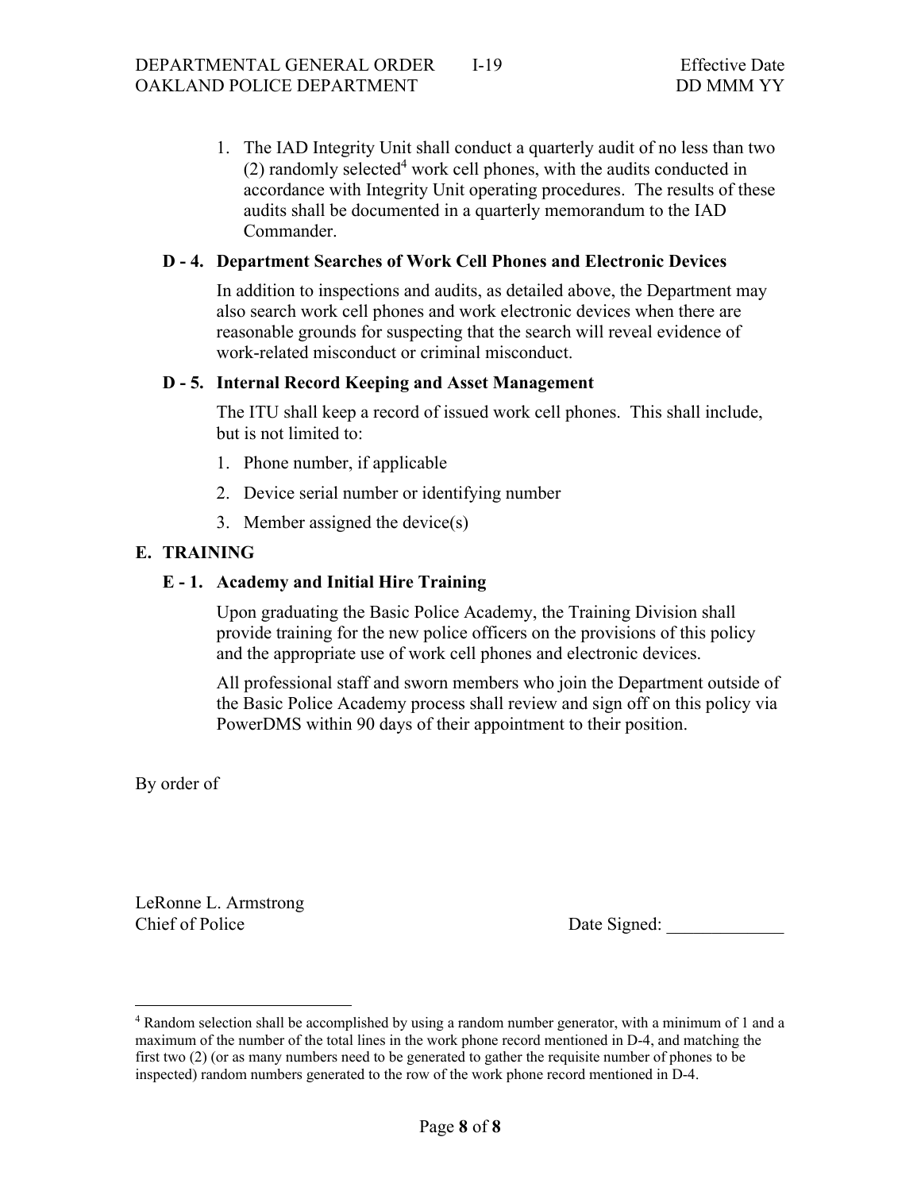1. The IAD Integrity Unit shall conduct a quarterly audit of no less than two (2) randomly selected[4] work cell phones, with the audits conducted in accordance with Integrity Unit operating procedures. The results of these audits shall be documented in a quarterly memorandum to the IAD Commander.

### D - 4. Department Searches of Work Cell Phones and Electronic Devices

In addition to inspections and audits, as detailed above, the Department may also search work cell phones and work electronic devices when there are reasonable grounds for suspecting that the search will reveal evidence of work-related misconduct or criminal misconduct.

### D - 5. Internal Record Keeping and Asset Management

The ITU shall keep a record of issued work cell phones. This shall include, but is not limited to:

1. Phone number, if applicable
2. Device serial number or identifying number
3. Member assigned the device(s)

## E. TRAINING

### E - 1. Academy and Initial Hire Training

Upon graduating the Basic Police Academy, the Training Division shall provide training for the new police officers on the provisions of this policy and the appropriate use of work cell phones and electronic devices.

All professional staff and sworn members who join the Department outside of the Basic Police Academy process shall review and sign off on this policy via PowerDMS within 90 days of their appointment to their position.

By order of

LeRonne L. Armstrong
Chief of Police

Date Signed: _____________

---

[4] Random selection shall be accomplished by using a random number generator, with a minimum of 1 and a maximum of the number of the total lines in the work phone record mentioned in D-4, and matching the first two (2) (or as many numbers need to be generated to gather the requisite number of phones to be inspected) random numbers generated to the row of the work phone record mentioned in D-4.